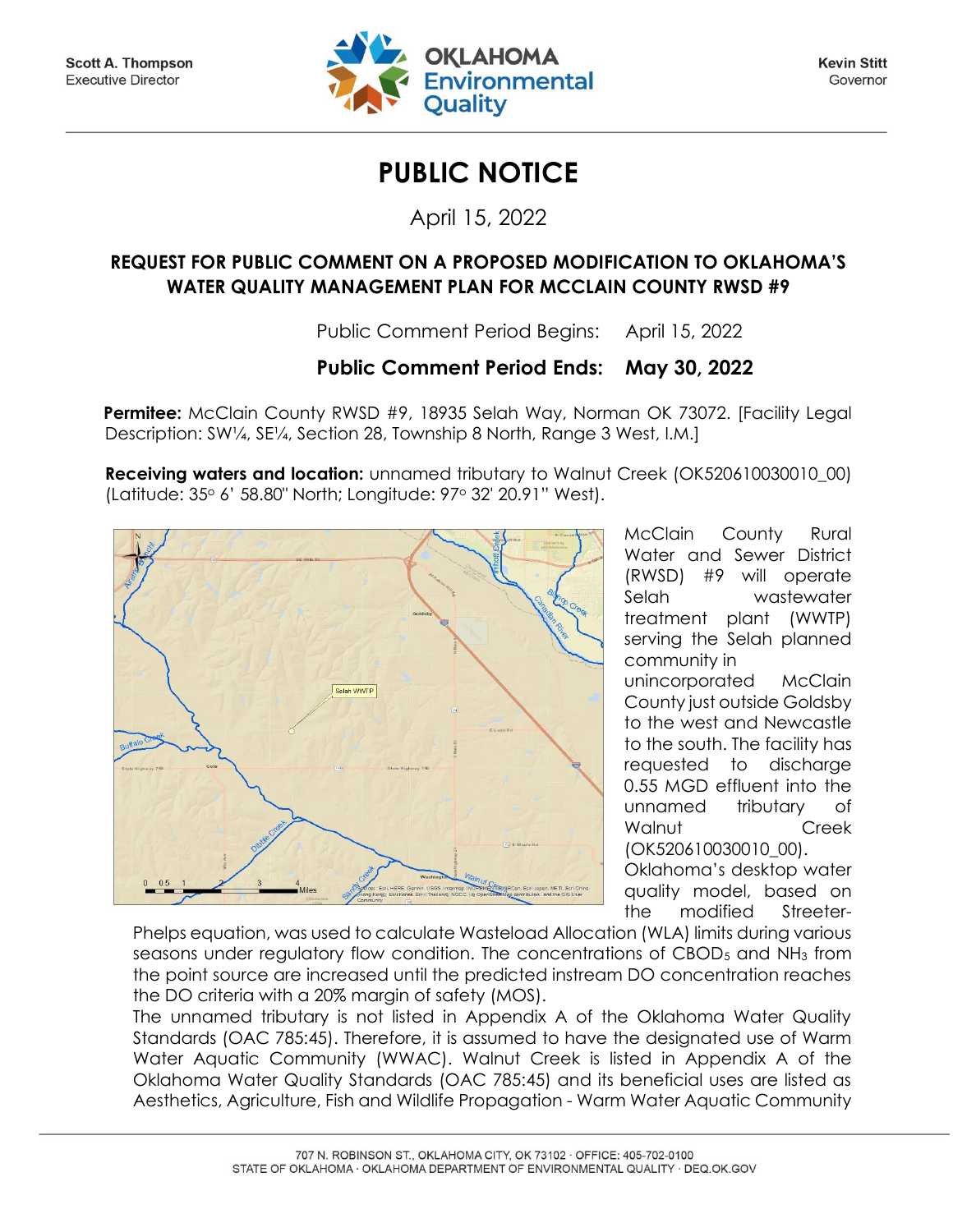Scott A. Thompson
Executive Director

Kevin Stitt
Governor

# PUBLIC NOTICE

April 15, 2022

## REQUEST FOR PUBLIC COMMENT ON A PROPOSED MODIFICATION TO OKLAHOMA'S WATER QUALITY MANAGEMENT PLAN FOR MCCLAIN COUNTY RWSD #9

Public Comment Period Begins: April 15, 2022

**Public Comment Period Ends: May 30, 2022**

**Permitee:** McClain County RWSD #9, 18935 Selah Way, Norman OK 73072. [Facility Legal Description: SW¼, SE¼, Section 28, Township 8 North, Range 3 West, I.M.]

**Receiving waters and location:** unnamed tributary to Walnut Creek (OK520610030010_00) (Latitude: 35° 6' 58.80" North; Longitude: 97° 32' 20.91" West).

McClain County Rural Water and Sewer District (RWSD) #9 will operate Selah wastewater treatment plant (WWTP) serving the Selah planned community in unincorporated McClain County just outside Goldsby to the west and Newcastle to the south. The facility has requested to discharge 0.55 MGD effluent into the unnamed tributary of Walnut Creek (OK520610030010_00). Oklahoma's desktop water quality model, based on the modified Streeter-Phelps equation, was used to calculate Wasteload Allocation (WLA) limits during various seasons under regulatory flow condition. The concentrations of $CBOD_5$ and $NH_3$ from the point source are increased until the predicted instream DO concentration reaches the DO criteria with a 20% margin of safety (MOS).

The unnamed tributary is not listed in Appendix A of the Oklahoma Water Quality Standards (OAC 785:45). Therefore, it is assumed to have the designated use of Warm Water Aquatic Community (WWAC). Walnut Creek is listed in Appendix A of the Oklahoma Water Quality Standards (OAC 785:45) and its beneficial uses are listed as Aesthetics, Agriculture, Fish and Wildlife Propagation - Warm Water Aquatic Community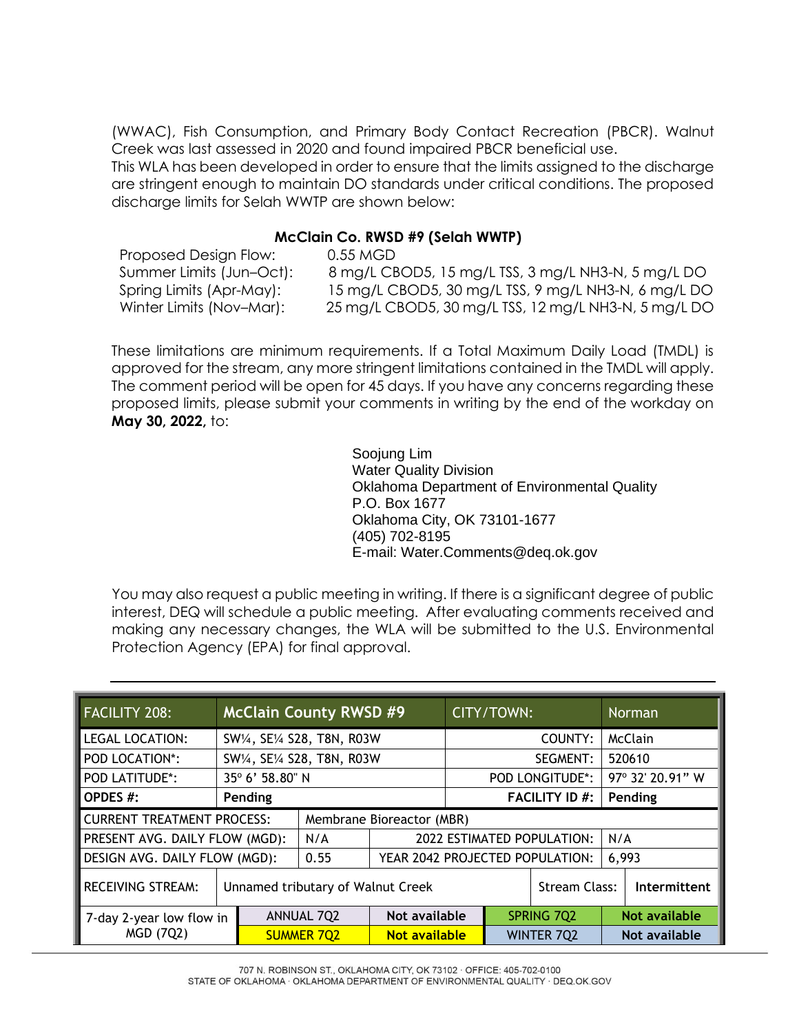(WWAC), Fish Consumption, and Primary Body Contact Recreation (PBCR). Walnut Creek was last assessed in 2020 and found impaired PBCR beneficial use.

This WLA has been developed in order to ensure that the limits assigned to the discharge are stringent enough to maintain DO standards under critical conditions. The proposed discharge limits for Selah WWTP are shown below:

**McClain Co. RWSD #9 (Selah WWTP)**

| | |
|---|---|
| Proposed Design Flow: | 0.55 MGD |
| Summer Limits (Jun–Oct): | 8 mg/L CBOD5, 15 mg/L TSS, 3 mg/L NH3-N, 5 mg/L DO |
| Spring Limits (Apr-May): | 15 mg/L CBOD5, 30 mg/L TSS, 9 mg/L NH3-N, 6 mg/L DO |
| Winter Limits (Nov–Mar): | 25 mg/L CBOD5, 30 mg/L TSS, 12 mg/L NH3-N, 5 mg/L DO |

These limitations are minimum requirements. If a Total Maximum Daily Load (TMDL) is approved for the stream, any more stringent limitations contained in the TMDL will apply. The comment period will be open for 45 days. If you have any concerns regarding these proposed limits, please submit your comments in writing by the end of the workday on **May 30, 2022,** to:

Soojung Lim
Water Quality Division
Oklahoma Department of Environmental Quality
P.O. Box 1677
Oklahoma City, OK 73101-1677
(405) 702-8195
E-mail: Water.Comments@deq.ok.gov

You may also request a public meeting in writing. If there is a significant degree of public interest, DEQ will schedule a public meeting. After evaluating comments received and making any necessary changes, the WLA will be submitted to the U.S. Environmental Protection Agency (EPA) for final approval.

| FACILITY 208: | McClain County RWSD #9 | | CITY/TOWN: | Norman |
|---|---|---|---|---|
| LEGAL LOCATION: | SW¼, SE¼ S28, T8N, R03W | | COUNTY: | McClain |
| POD LOCATION*: | SW¼, SE¼ S28, T8N, R03W | | SEGMENT: | 520610 |
| POD LATITUDE*: | 35° 6' 58.80" N | | POD LONGITUDE*: | 97° 32' 20.91" W |
| **OPDES #:** | **Pending** | | **FACILITY ID #:** | **Pending** |
| CURRENT TREATMENT PROCESS: | Membrane Bioreactor (MBR) | | | |
| PRESENT AVG. DAILY FLOW (MGD): | N/A | | 2022 ESTIMATED POPULATION: | N/A |
| DESIGN AVG. DAILY FLOW (MGD): | 0.55 | | YEAR 2042 PROJECTED POPULATION: | 6,993 |
| RECEIVING STREAM: | Unnamed tributary of Walnut Creek | | Stream Class: | **Intermittent** |

| 7-day 2-year low flow in MGD (7Q2) | ANNUAL 7Q2 | **Not available** | SPRING 7Q2 | **Not available** |
|---|---|---|---|---|
| | SUMMER 7Q2 | **Not available** | WINTER 7Q2 | **Not available** |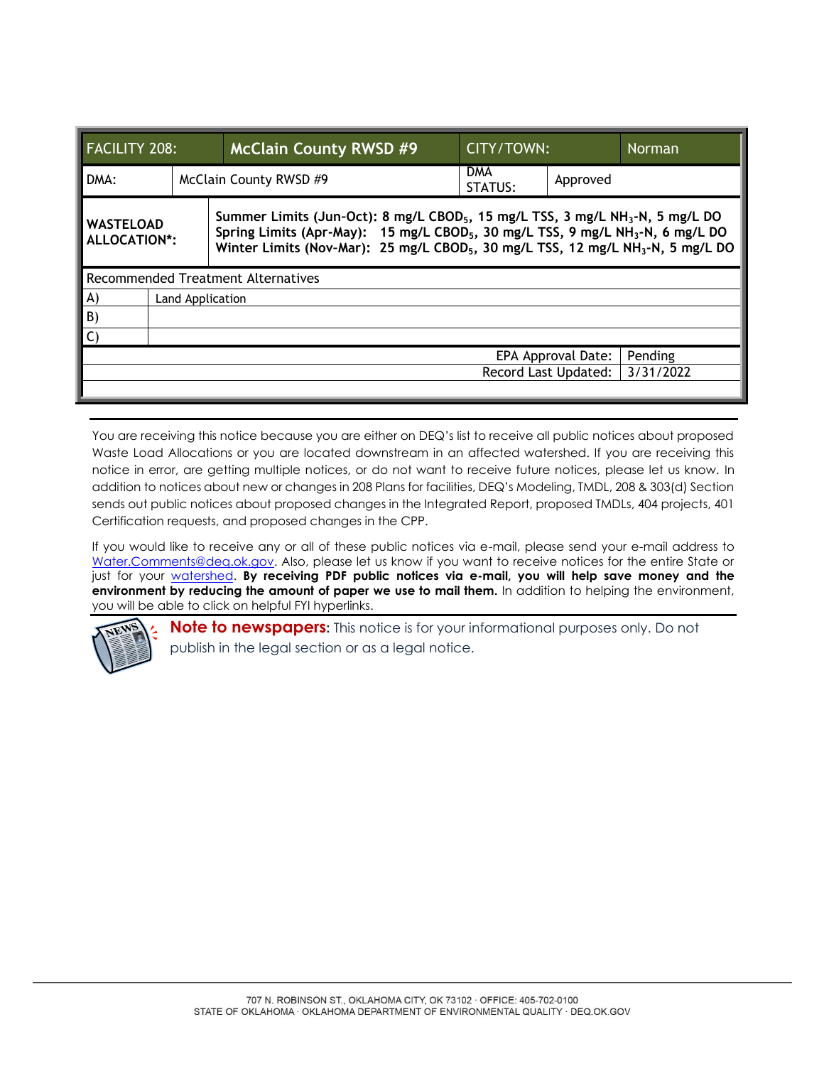| FACILITY 208: | McClain County RWSD #9 | CITY/TOWN: | Norman |
|---|---|---|---|
| DMA: | McClain County RWSD #9 | DMA STATUS: | Approved |
| WASTELOAD ALLOCATION*: | **Summer Limits (Jun-Oct): 8 mg/L $CBOD_5$, 15 mg/L TSS, 3 mg/L $NH_3$-N, 5 mg/L DO**<br>**Spring Limits (Apr-May): 15 mg/L $CBOD_5$, 30 mg/L TSS, 9 mg/L $NH_3$-N, 6 mg/L DO**<br>**Winter Limits (Nov-Mar): 25 mg/L $CBOD_5$, 30 mg/L TSS, 12 mg/L $NH_3$-N, 5 mg/L DO** | | |
| Recommended Treatment Alternatives | | | |
| A) | Land Application | | |
| B) | | | |
| C) | | | |
| | | EPA Approval Date: | Pending |
| | | Record Last Updated: | 3/31/2022 |

You are receiving this notice because you are either on DEQ's list to receive all public notices about proposed Waste Load Allocations or you are located downstream in an affected watershed. If you are receiving this notice in error, are getting multiple notices, or do not want to receive future notices, please let us know. In addition to notices about new or changes in 208 Plans for facilities, DEQ's Modeling, TMDL, 208 & 303(d) Section sends out public notices about proposed changes in the Integrated Report, proposed TMDLs, 404 projects, 401 Certification requests, and proposed changes in the CPP.

If you would like to receive any or all of these public notices via e-mail, please send your e-mail address to Water.Comments@deq.ok.gov. Also, please let us know if you want to receive notices for the entire State or just for your watershed. **By receiving PDF public notices via e-mail, you will help save money and the environment by reducing the amount of paper we use to mail them.** In addition to helping the environment, you will be able to click on helpful FYI hyperlinks.

**Note to newspapers:** This notice is for your informational purposes only. Do not publish in the legal section or as a legal notice.

707 N. ROBINSON ST., OKLAHOMA CITY, OK 73102 · OFFICE: 405-702-0100
STATE OF OKLAHOMA · OKLAHOMA DEPARTMENT OF ENVIRONMENTAL QUALITY · DEQ.OK.GOV